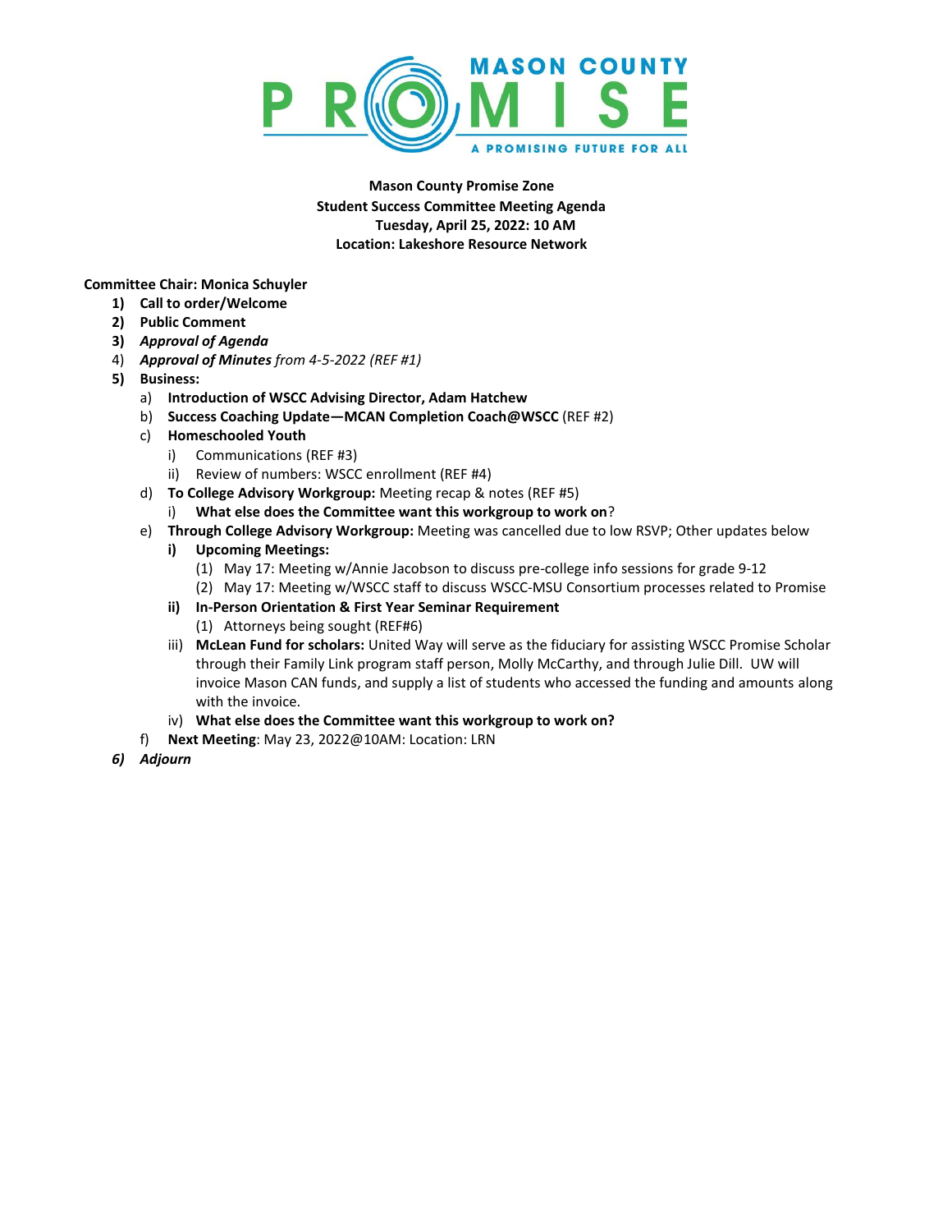MASON COUNTY PROMISE

A PROMISING FUTURE FOR ALL

**Mason County Promise Zone**
**Student Success Committee Meeting Agenda**
**Tuesday, April 25, 2022: 10 AM**
**Location: Lakeshore Resource Network**

**Committee Chair: Monica Schuyler**

1) **Call to order/Welcome**
2) **Public Comment**
3) ***Approval of Agenda***
4) ***Approval of Minutes*** *from 4-5-2022 (REF #1)*
5) **Business:**
   a) **Introduction of WSCC Advising Director, Adam Hatchew**
   b) **Success Coaching Update—MCAN Completion Coach@WSCC** (REF #2)
   c) **Homeschooled Youth**
      i) Communications (REF #3)
      ii) Review of numbers: WSCC enrollment (REF #4)
   d) **To College Advisory Workgroup:** Meeting recap & notes (REF #5)
      i) **What else does the Committee want this workgroup to work on**?
   e) **Through College Advisory Workgroup:** Meeting was cancelled due to low RSVP; Other updates below
      **i) Upcoming Meetings:**
         (1) May 17: Meeting w/Annie Jacobson to discuss pre-college info sessions for grade 9-12
         (2) May 17: Meeting w/WSCC staff to discuss WSCC-MSU Consortium processes related to Promise
      **ii) In-Person Orientation & First Year Seminar Requirement**
         (1) Attorneys being sought (REF#6)
      iii) **McLean Fund for scholars:** United Way will serve as the fiduciary for assisting WSCC Promise Scholar through their Family Link program staff person, Molly McCarthy, and through Julie Dill. UW will invoice Mason CAN funds, and supply a list of students who accessed the funding and amounts along with the invoice.
      iv) **What else does the Committee want this workgroup to work on?**
   f) **Next Meeting**: May 23, 2022@10AM: Location: LRN
6) ***Adjourn***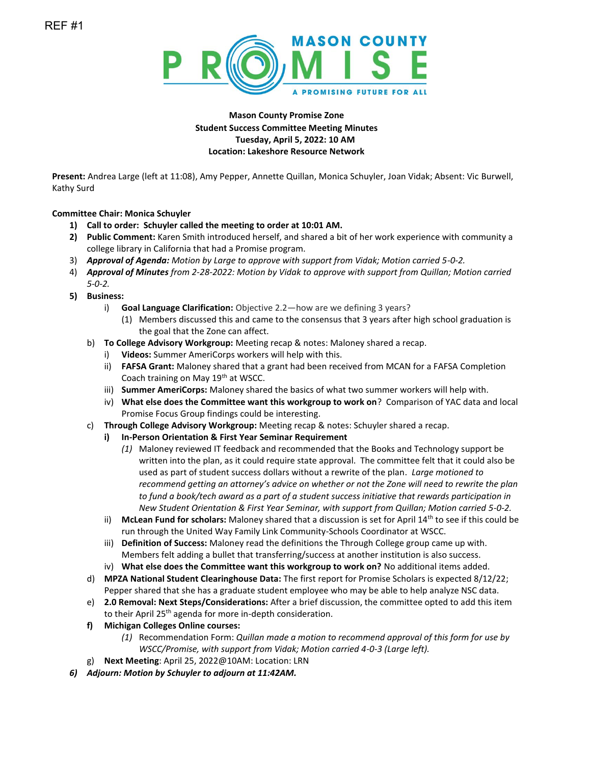REF #1

**Mason County Promise Zone**
**Student Success Committee Meeting Minutes**
**Tuesday, April 5, 2022: 10 AM**
**Location: Lakeshore Resource Network**

**Present:** Andrea Large (left at 11:08), Amy Pepper, Annette Quillan, Monica Schuyler, Joan Vidak; Absent: Vic Burwell, Kathy Surd

**Committee Chair: Monica Schuyler**

1) **Call to order: Schuyler called the meeting to order at 10:01 AM.**
2) **Public Comment:** Karen Smith introduced herself, and shared a bit of her work experience with community a college library in California that had a Promise program.
3) ***Approval of Agenda:*** *Motion by Large to approve with support from Vidak; Motion carried 5-0-2.*
4) ***Approval of Minutes*** *from 2-28-2022: Motion by Vidak to approve with support from Quillan; Motion carried 5-0-2.*
5) **Business:**
   - i) **Goal Language Clarification:** Objective 2.2—how are we defining 3 years?
     - (1) Members discussed this and came to the consensus that 3 years after high school graduation is the goal that the Zone can affect.
   - b) **To College Advisory Workgroup:** Meeting recap & notes: Maloney shared a recap.
     - i) **Videos:** Summer AmeriCorps workers will help with this.
     - ii) **FAFSA Grant:** Maloney shared that a grant had been received from MCAN for a FAFSA Completion Coach training on May 19th at WSCC.
     - iii) **Summer AmeriCorps:** Maloney shared the basics of what two summer workers will help with.
     - iv) **What else does the Committee want this workgroup to work on**? Comparison of YAC data and local Promise Focus Group findings could be interesting.
   - c) **Through College Advisory Workgroup:** Meeting recap & notes: Schuyler shared a recap.
     - **i) In-Person Orientation & First Year Seminar Requirement**
       - *(1)* Maloney reviewed IT feedback and recommended that the Books and Technology support be written into the plan, as it could require state approval. The committee felt that it could also be used as part of student success dollars without a rewrite of the plan. *Large motioned to recommend getting an attorney's advice on whether or not the Zone will need to rewrite the plan to fund a book/tech award as a part of a student success initiative that rewards participation in New Student Orientation & First Year Seminar, with support from Quillan; Motion carried 5-0-2.*
     - ii) **McLean Fund for scholars:** Maloney shared that a discussion is set for April 14th to see if this could be run through the United Way Family Link Community-Schools Coordinator at WSCC.
     - iii) **Definition of Success:** Maloney read the definitions the Through College group came up with. Members felt adding a bullet that transferring/success at another institution is also success.
     - iv) **What else does the Committee want this workgroup to work on?** No additional items added.
   - d) **MPZA National Student Clearinghouse Data:** The first report for Promise Scholars is expected 8/12/22; Pepper shared that she has a graduate student employee who may be able to help analyze NSC data.
   - e) **2.0 Removal: Next Steps/Considerations:** After a brief discussion, the committee opted to add this item to their April 25th agenda for more in-depth consideration.
   - **f) Michigan Colleges Online courses:**
     - (1) Recommendation Form: *Quillan made a motion to recommend approval of this form for use by WSCC/Promise, with support from Vidak; Motion carried 4-0-3 (Large left).*
   - g) **Next Meeting**: April 25, 2022@10AM: Location: LRN
6) ***Adjourn: Motion by Schuyler to adjourn at 11:42AM.***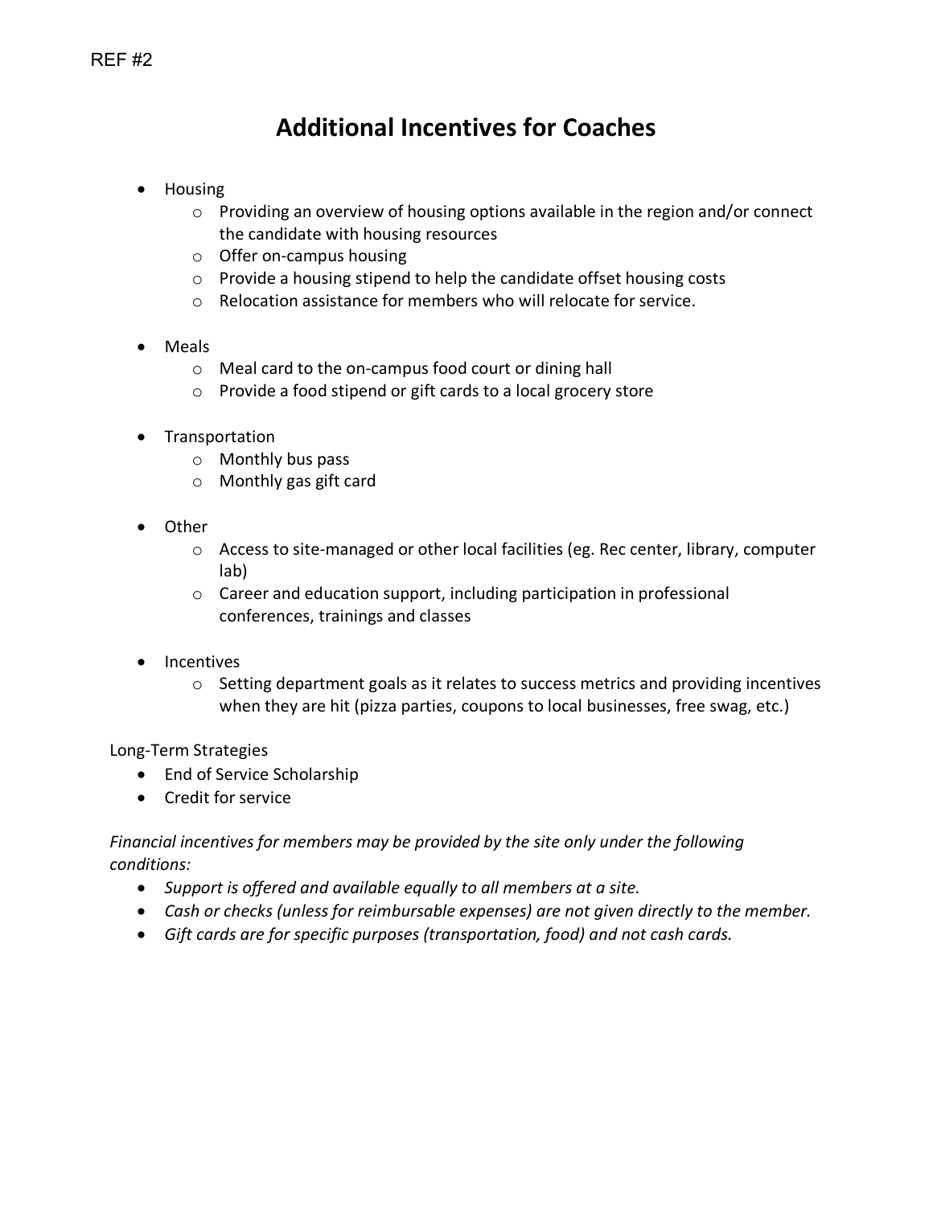REF #2

# Additional Incentives for Coaches

- Housing
  - Providing an overview of housing options available in the region and/or connect the candidate with housing resources
  - Offer on-campus housing
  - Provide a housing stipend to help the candidate offset housing costs
  - Relocation assistance for members who will relocate for service.

- Meals
  - Meal card to the on-campus food court or dining hall
  - Provide a food stipend or gift cards to a local grocery store

- Transportation
  - Monthly bus pass
  - Monthly gas gift card

- Other
  - Access to site-managed or other local facilities (eg. Rec center, library, computer lab)
  - Career and education support, including participation in professional conferences, trainings and classes

- Incentives
  - Setting department goals as it relates to success metrics and providing incentives when they are hit (pizza parties, coupons to local businesses, free swag, etc.)

Long-Term Strategies

- End of Service Scholarship
- Credit for service

*Financial incentives for members may be provided by the site only under the following conditions:*

- *Support is offered and available equally to all members at a site.*
- *Cash or checks (unless for reimbursable expenses) are not given directly to the member.*
- *Gift cards are for specific purposes (transportation, food) and not cash cards.*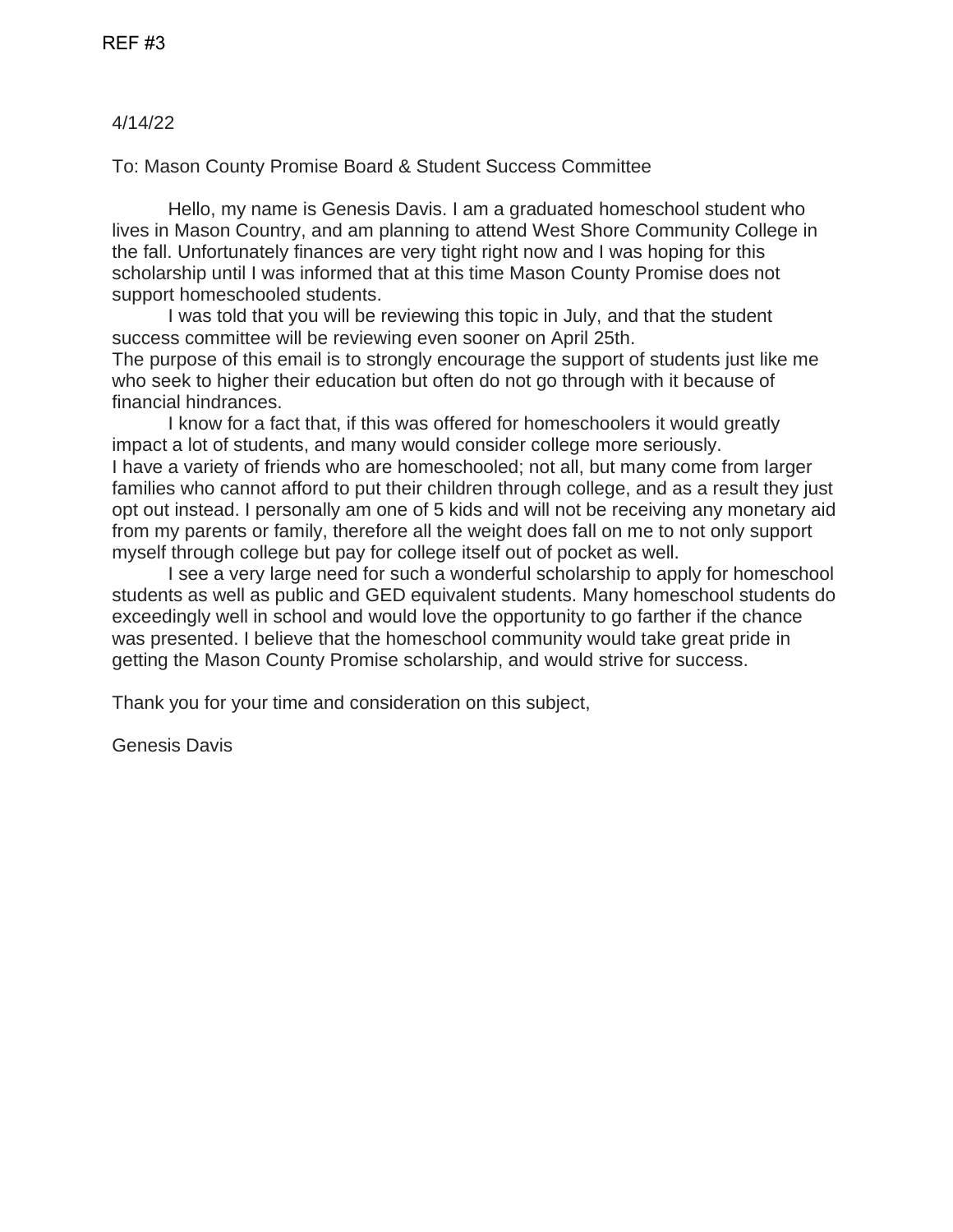REF #3

4/14/22

To: Mason County Promise Board & Student Success Committee

Hello, my name is Genesis Davis. I am a graduated homeschool student who lives in Mason Country, and am planning to attend West Shore Community College in the fall. Unfortunately finances are very tight right now and I was hoping for this scholarship until I was informed that at this time Mason County Promise does not support homeschooled students.

I was told that you will be reviewing this topic in July, and that the student success committee will be reviewing even sooner on April 25th.
The purpose of this email is to strongly encourage the support of students just like me who seek to higher their education but often do not go through with it because of financial hindrances.

I know for a fact that, if this was offered for homeschoolers it would greatly impact a lot of students, and many would consider college more seriously.
I have a variety of friends who are homeschooled; not all, but many come from larger families who cannot afford to put their children through college, and as a result they just opt out instead. I personally am one of 5 kids and will not be receiving any monetary aid from my parents or family, therefore all the weight does fall on me to not only support myself through college but pay for college itself out of pocket as well.

I see a very large need for such a wonderful scholarship to apply for homeschool students as well as public and GED equivalent students. Many homeschool students do exceedingly well in school and would love the opportunity to go farther if the chance was presented. I believe that the homeschool community would take great pride in getting the Mason County Promise scholarship, and would strive for success.

Thank you for your time and consideration on this subject,

Genesis Davis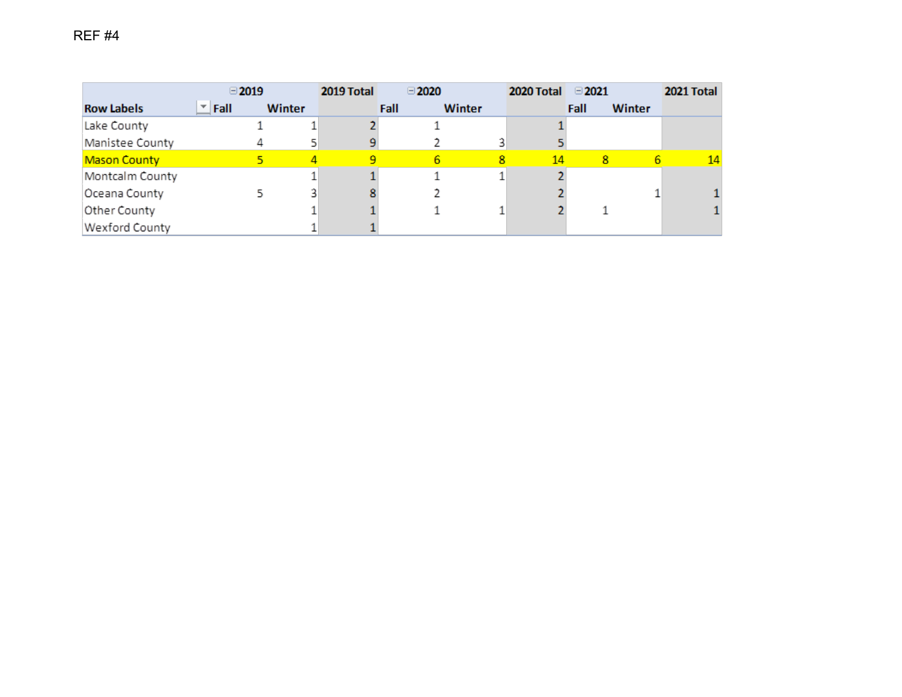REF #4

| Row Labels | 2019 | | 2019 Total | 2020 | | 2020 Total | 2021 | | 2021 Total |
|---|---|---|---|---|---|---|---|---|---|
| | Fall | Winter | | Fall | Winter | | Fall | Winter | |
| Lake County | 1 | 1 | 2 | 1 | | 1 | | | |
| Manistee County | 4 | 5 | 9 | 2 | 3 | 5 | | | |
| Mason County | 5 | 4 | 9 | 6 | 8 | 14 | 8 | 6 | 14 |
| Montcalm County | | 1 | 1 | 1 | 1 | 2 | | | |
| Oceana County | 5 | 3 | 8 | 2 | | 2 | | 1 | 1 |
| Other County | | 1 | 1 | 1 | 1 | 2 | 1 | | 1 |
| Wexford County | | 1 | 1 | | | | | | |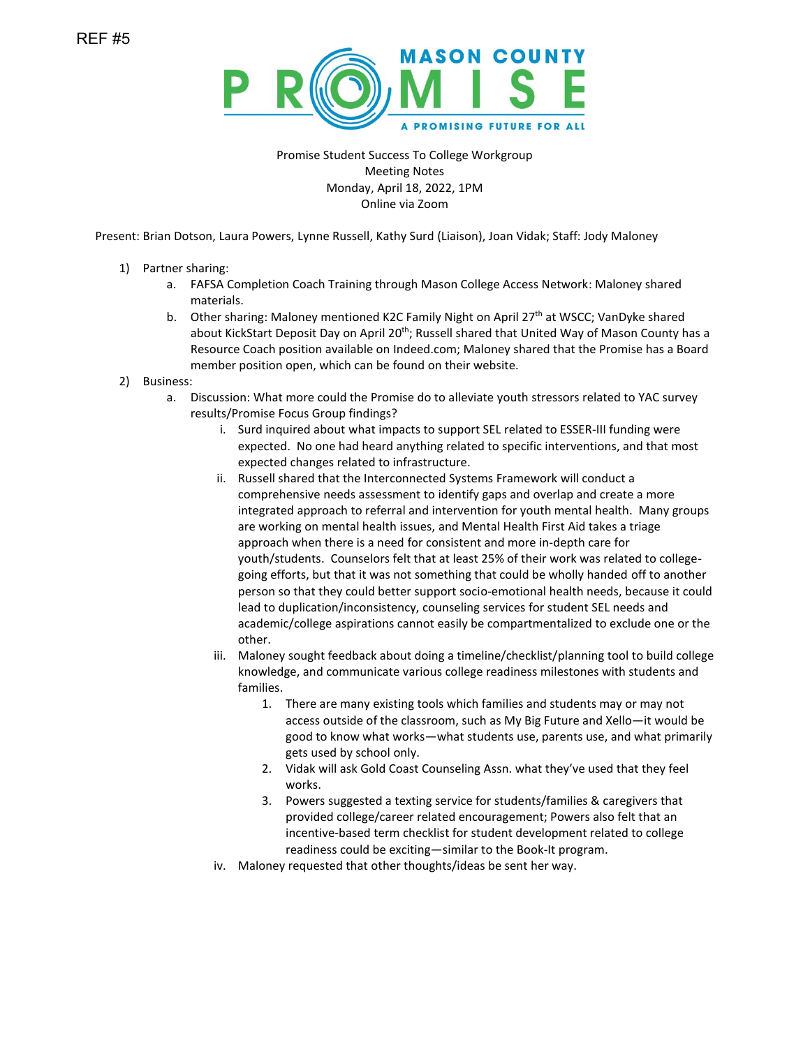REF #5

MASON COUNTY PROMISE

A PROMISING FUTURE FOR ALL

Promise Student Success To College Workgroup
Meeting Notes
Monday, April 18, 2022, 1PM
Online via Zoom

Present: Brian Dotson, Laura Powers, Lynne Russell, Kathy Surd (Liaison), Joan Vidak; Staff: Jody Maloney

1) Partner sharing:
    a. FAFSA Completion Coach Training through Mason College Access Network: Maloney shared materials.
    b. Other sharing: Maloney mentioned K2C Family Night on April 27th at WSCC; VanDyke shared about KickStart Deposit Day on April 20th; Russell shared that United Way of Mason County has a Resource Coach position available on Indeed.com; Maloney shared that the Promise has a Board member position open, which can be found on their website.
2) Business:
    a. Discussion: What more could the Promise do to alleviate youth stressors related to YAC survey results/Promise Focus Group findings?
        i. Surd inquired about what impacts to support SEL related to ESSER-III funding were expected. No one had heard anything related to specific interventions, and that most expected changes related to infrastructure.
        ii. Russell shared that the Interconnected Systems Framework will conduct a comprehensive needs assessment to identify gaps and overlap and create a more integrated approach to referral and intervention for youth mental health. Many groups are working on mental health issues, and Mental Health First Aid takes a triage approach when there is a need for consistent and more in-depth care for youth/students. Counselors felt that at least 25% of their work was related to college-going efforts, but that it was not something that could be wholly handed off to another person so that they could better support socio-emotional health needs, because it could lead to duplication/inconsistency, counseling services for student SEL needs and academic/college aspirations cannot easily be compartmentalized to exclude one or the other.
        iii. Maloney sought feedback about doing a timeline/checklist/planning tool to build college knowledge, and communicate various college readiness milestones with students and families.
            1. There are many existing tools which families and students may or may not access outside of the classroom, such as My Big Future and Xello—it would be good to know what works—what students use, parents use, and what primarily gets used by school only.
            2. Vidak will ask Gold Coast Counseling Assn. what they've used that they feel works.
            3. Powers suggested a texting service for students/families & caregivers that provided college/career related encouragement; Powers also felt that an incentive-based term checklist for student development related to college readiness could be exciting—similar to the Book-It program.
        iv. Maloney requested that other thoughts/ideas be sent her way.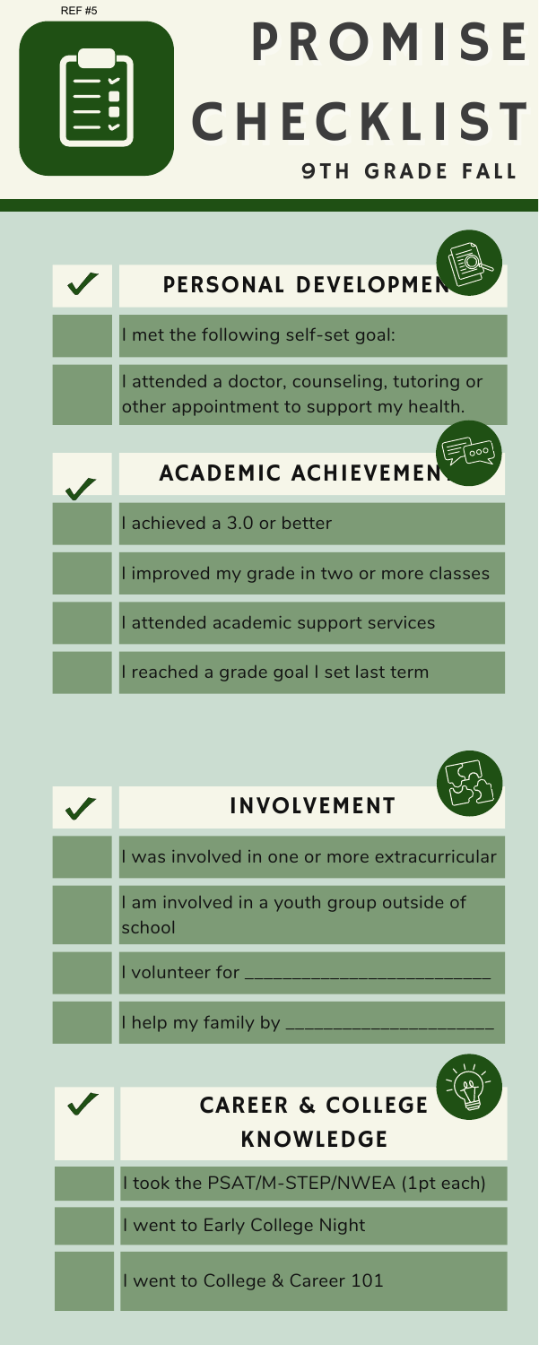REF #5

# PROMISE CHECKLIST

## 9TH GRADE FALL

### ✓ PERSONAL DEVELOPMENT

- I met the following self-set goal:
- I attended a doctor, counseling, tutoring or other appointment to support my health.

### ✓ ACADEMIC ACHIEVEMENT

- I achieved a 3.0 or better
- I improved my grade in two or more classes
- I attended academic support services
- I reached a grade goal I set last term

### ✓ INVOLVEMENT

- I was involved in one or more extracurricular
- I am involved in a youth group outside of school
- I volunteer for ________________________
- I help my family by ____________________

### ✓ CAREER & COLLEGE KNOWLEDGE

- I took the PSAT/M-STEP/NWEA (1pt each)
- I went to Early College Night
- I went to College & Career 101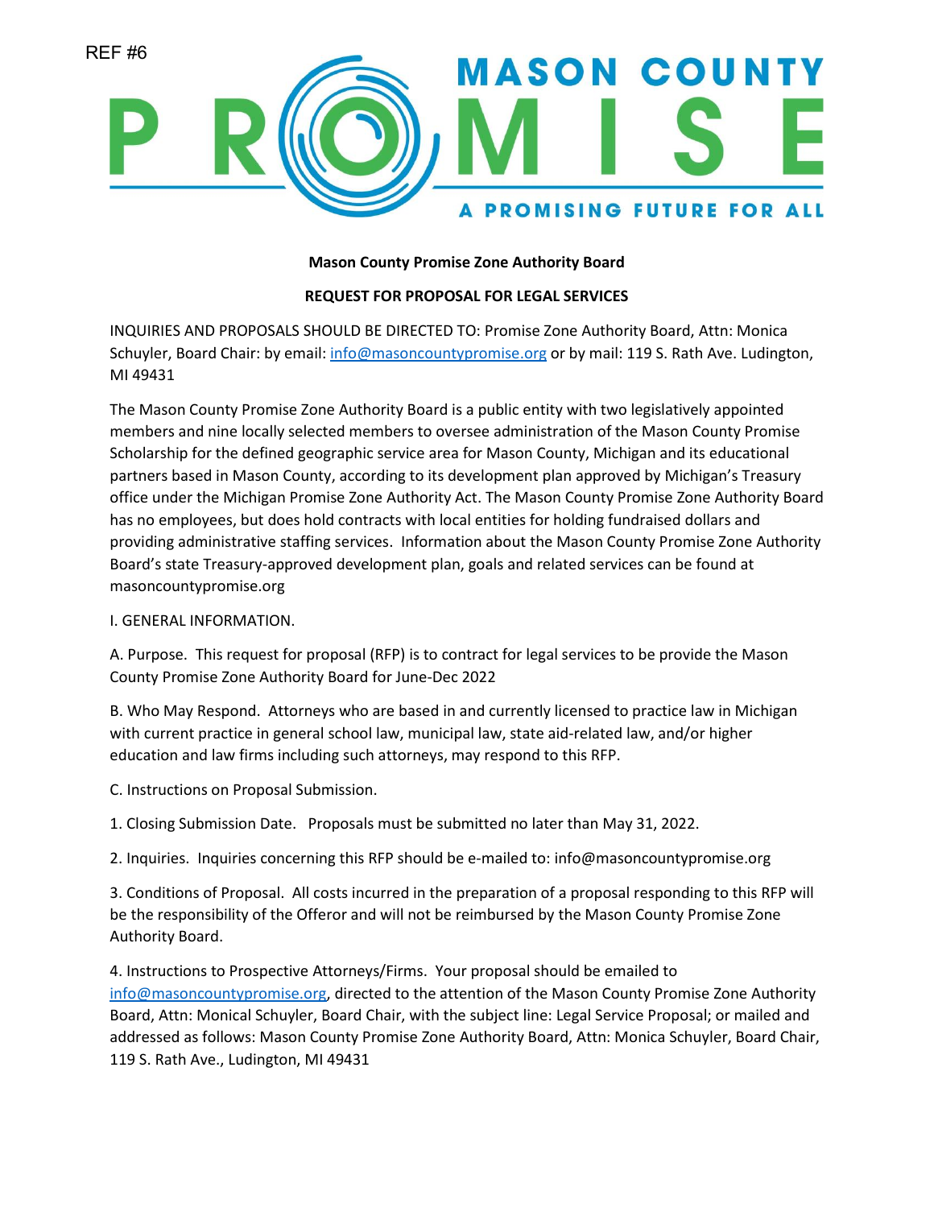REF #6

MASON COUNTY PROMISE — A PROMISING FUTURE FOR ALL

**Mason County Promise Zone Authority Board**

**REQUEST FOR PROPOSAL FOR LEGAL SERVICES**

INQUIRIES AND PROPOSALS SHOULD BE DIRECTED TO: Promise Zone Authority Board, Attn: Monica Schuyler, Board Chair: by email: info@masoncountypromise.org or by mail: 119 S. Rath Ave. Ludington, MI 49431

The Mason County Promise Zone Authority Board is a public entity with two legislatively appointed members and nine locally selected members to oversee administration of the Mason County Promise Scholarship for the defined geographic service area for Mason County, Michigan and its educational partners based in Mason County, according to its development plan approved by Michigan's Treasury office under the Michigan Promise Zone Authority Act. The Mason County Promise Zone Authority Board has no employees, but does hold contracts with local entities for holding fundraised dollars and providing administrative staffing services. Information about the Mason County Promise Zone Authority Board's state Treasury-approved development plan, goals and related services can be found at masoncountypromise.org

I. GENERAL INFORMATION.

A. Purpose. This request for proposal (RFP) is to contract for legal services to be provide the Mason County Promise Zone Authority Board for June-Dec 2022

B. Who May Respond. Attorneys who are based in and currently licensed to practice law in Michigan with current practice in general school law, municipal law, state aid-related law, and/or higher education and law firms including such attorneys, may respond to this RFP.

C. Instructions on Proposal Submission.

1. Closing Submission Date. Proposals must be submitted no later than May 31, 2022.

2. Inquiries. Inquiries concerning this RFP should be e-mailed to: info@masoncountypromise.org

3. Conditions of Proposal. All costs incurred in the preparation of a proposal responding to this RFP will be the responsibility of the Offeror and will not be reimbursed by the Mason County Promise Zone Authority Board.

4. Instructions to Prospective Attorneys/Firms. Your proposal should be emailed to info@masoncountypromise.org, directed to the attention of the Mason County Promise Zone Authority Board, Attn: Monical Schuyler, Board Chair, with the subject line: Legal Service Proposal; or mailed and addressed as follows: Mason County Promise Zone Authority Board, Attn: Monica Schuyler, Board Chair, 119 S. Rath Ave., Ludington, MI 49431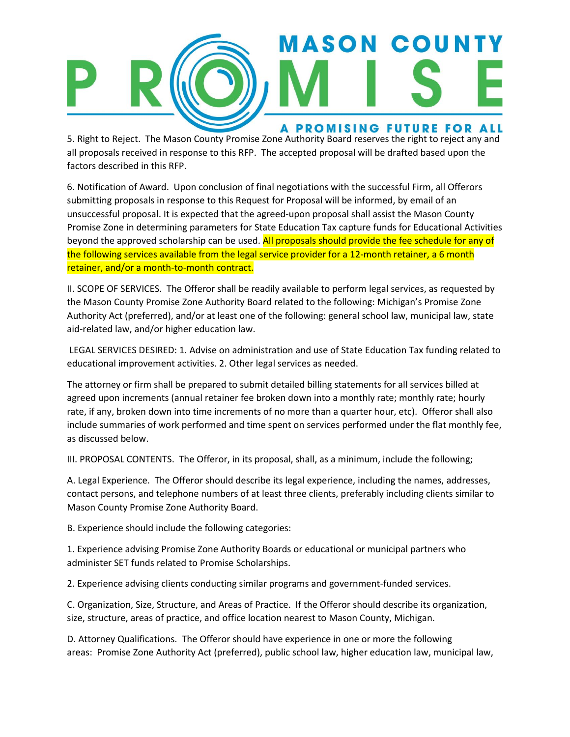5. Right to Reject. The Mason County Promise Zone Authority Board reserves the right to reject any and all proposals received in response to this RFP. The accepted proposal will be drafted based upon the factors described in this RFP.

6. Notification of Award. Upon conclusion of final negotiations with the successful Firm, all Offerors submitting proposals in response to this Request for Proposal will be informed, by email of an unsuccessful proposal. It is expected that the agreed-upon proposal shall assist the Mason County Promise Zone in determining parameters for State Education Tax capture funds for Educational Activities beyond the approved scholarship can be used. All proposals should provide the fee schedule for any of the following services available from the legal service provider for a 12-month retainer, a 6 month retainer, and/or a month-to-month contract.

II. SCOPE OF SERVICES. The Offeror shall be readily available to perform legal services, as requested by the Mason County Promise Zone Authority Board related to the following: Michigan's Promise Zone Authority Act (preferred), and/or at least one of the following: general school law, municipal law, state aid-related law, and/or higher education law.

LEGAL SERVICES DESIRED: 1. Advise on administration and use of State Education Tax funding related to educational improvement activities. 2. Other legal services as needed.

The attorney or firm shall be prepared to submit detailed billing statements for all services billed at agreed upon increments (annual retainer fee broken down into a monthly rate; monthly rate; hourly rate, if any, broken down into time increments of no more than a quarter hour, etc). Offeror shall also include summaries of work performed and time spent on services performed under the flat monthly fee, as discussed below.

III. PROPOSAL CONTENTS. The Offeror, in its proposal, shall, as a minimum, include the following;

A. Legal Experience. The Offeror should describe its legal experience, including the names, addresses, contact persons, and telephone numbers of at least three clients, preferably including clients similar to Mason County Promise Zone Authority Board.

B. Experience should include the following categories:

1. Experience advising Promise Zone Authority Boards or educational or municipal partners who administer SET funds related to Promise Scholarships.

2. Experience advising clients conducting similar programs and government-funded services.

C. Organization, Size, Structure, and Areas of Practice. If the Offeror should describe its organization, size, structure, areas of practice, and office location nearest to Mason County, Michigan.

D. Attorney Qualifications. The Offeror should have experience in one or more the following areas: Promise Zone Authority Act (preferred), public school law, higher education law, municipal law,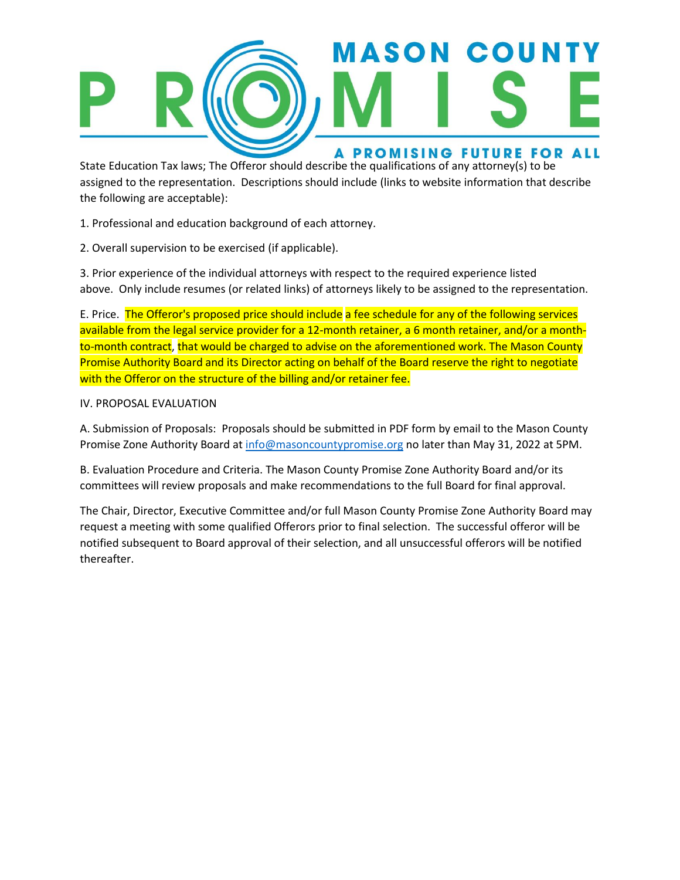State Education Tax laws; The Offeror should describe the qualifications of any attorney(s) to be assigned to the representation. Descriptions should include (links to website information that describe the following are acceptable):

1. Professional and education background of each attorney.

2. Overall supervision to be exercised (if applicable).

3. Prior experience of the individual attorneys with respect to the required experience listed above. Only include resumes (or related links) of attorneys likely to be assigned to the representation.

E. Price. The Offeror's proposed price should include a fee schedule for any of the following services available from the legal service provider for a 12-month retainer, a 6 month retainer, and/or a month-to-month contract, that would be charged to advise on the aforementioned work. The Mason County Promise Authority Board and its Director acting on behalf of the Board reserve the right to negotiate with the Offeror on the structure of the billing and/or retainer fee.

IV. PROPOSAL EVALUATION

A. Submission of Proposals: Proposals should be submitted in PDF form by email to the Mason County Promise Zone Authority Board at info@masoncountypromise.org no later than May 31, 2022 at 5PM.

B. Evaluation Procedure and Criteria. The Mason County Promise Zone Authority Board and/or its committees will review proposals and make recommendations to the full Board for final approval.

The Chair, Director, Executive Committee and/or full Mason County Promise Zone Authority Board may request a meeting with some qualified Offerors prior to final selection. The successful offeror will be notified subsequent to Board approval of their selection, and all unsuccessful offerors will be notified thereafter.